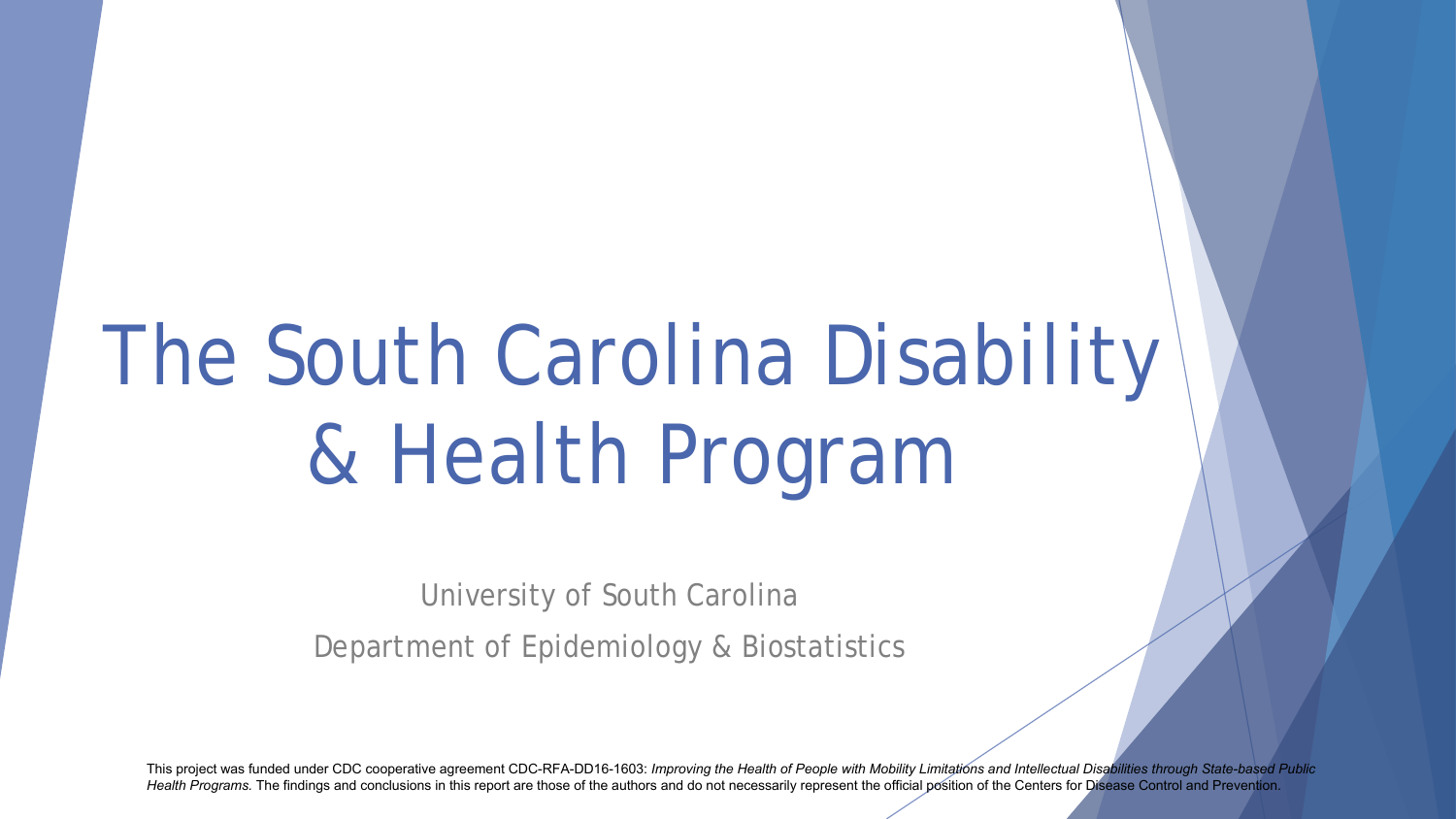# The South Carolina Disability & Health Program

University of South Carolina

Department of Epidemiology & Biostatistics

This project was funded under CDC cooperative agreement CDC-RFA-DD16-1603: *Improving the Health of People with Mobility Limitations and Intellectual Disabilities through State-based Public Health Programs.* The findings and conclusions in this report are those of the authors and do not necessarily represent the official position of the Centers for Disease Control and Prevention.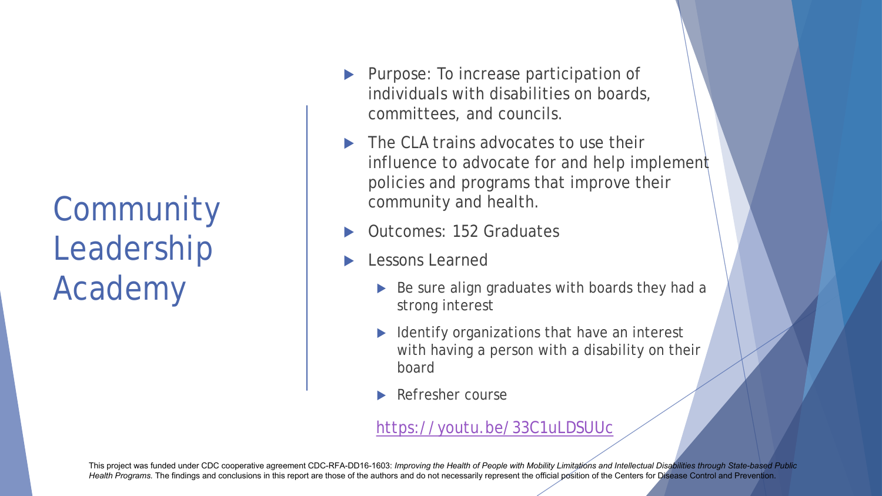# Community Leadership Academy

- Purpose: To increase participation of individuals with disabilities on boards, committees, and councils.
- The CLA trains advocates to use their influence to advocate for and help implement policies and programs that improve their community and health.
- Outcomes: 152 Graduates
- Lessons Learned
  - Be sure align graduates with boards they had a strong interest
  - Identify organizations that have an interest with having a person with a disability on their board
  - Refresher course

https://youtu.be/33C1uLDSUUc

This project was funded under CDC cooperative agreement CDC-RFA-DD16-1603: *Improving the Health of People with Mobility Limitations and Intellectual Disabilities through State-based Public Health Programs.* The findings and conclusions in this report are those of the authors and do not necessarily represent the official position of the Centers for Disease Control and Prevention.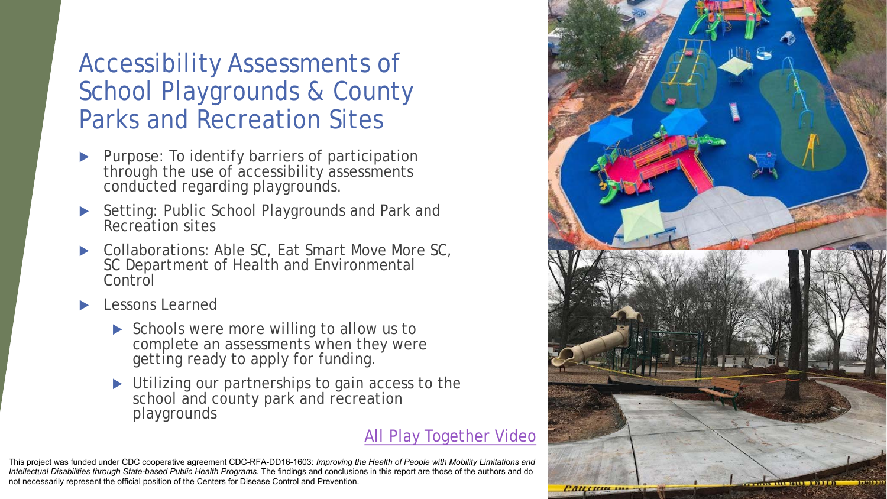# Accessibility Assessments of School Playgrounds & County Parks and Recreation Sites

- Purpose: To identify barriers of participation through the use of accessibility assessments conducted regarding playgrounds.
- Setting: Public School Playgrounds and Park and Recreation sites
- Collaborations: Able SC, Eat Smart Move More SC, SC Department of Health and Environmental Control
- Lessons Learned
  - Schools were more willing to allow us to complete an assessments when they were getting ready to apply for funding.
  - Utilizing our partnerships to gain access to the school and county park and recreation playgrounds

All Play Together Video

This project was funded under CDC cooperative agreement CDC-RFA-DD16-1603: *Improving the Health of People with Mobility Limitations and Intellectual Disabilities through State-based Public Health Programs.* The findings and conclusions in this report are those of the authors and do not necessarily represent the official position of the Centers for Disease Control and Prevention.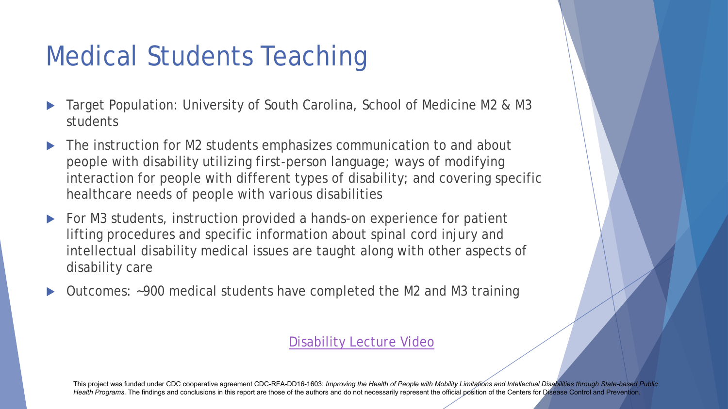# Medical Students Teaching

- Target Population: University of South Carolina, School of Medicine M2 & M3 students
- The instruction for M2 students emphasizes communication to and about people with disability utilizing first-person language; ways of modifying interaction for people with different types of disability; and covering specific healthcare needs of people with various disabilities
- For M3 students, instruction provided a hands-on experience for patient lifting procedures and specific information about spinal cord injury and intellectual disability medical issues are taught along with other aspects of disability care
- Outcomes: ~900 medical students have completed the M2 and M3 training

Disability Lecture Video

This project was funded under CDC cooperative agreement CDC-RFA-DD16-1603: *Improving the Health of People with Mobility Limitations and Intellectual Disabilities through State-based Public Health Programs.* The findings and conclusions in this report are those of the authors and do not necessarily represent the official position of the Centers for Disease Control and Prevention.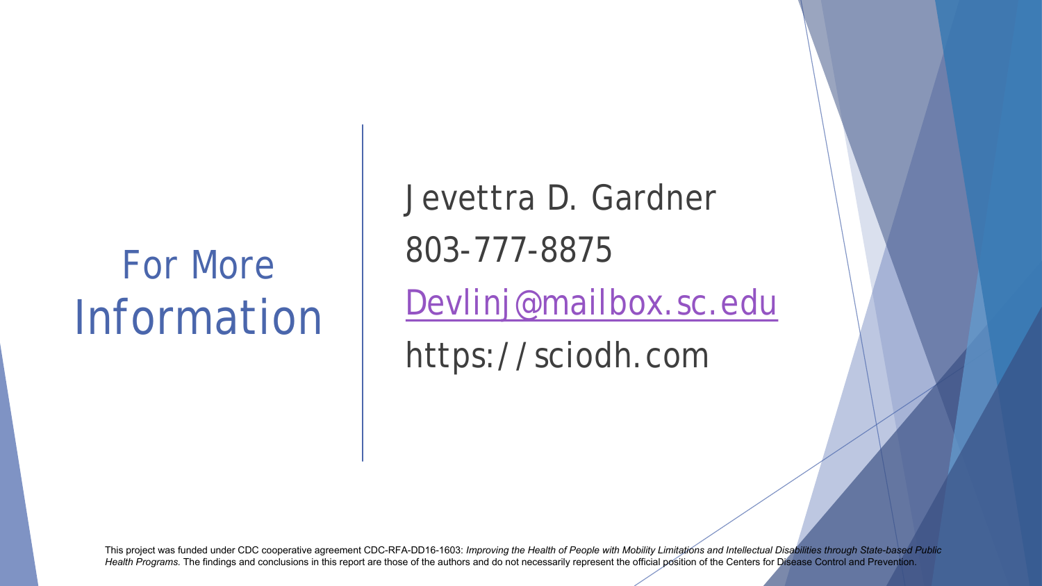# For More Information

Jevettra D. Gardner

803-777-8875

Devlinj@mailbox.sc.edu

https://sciodh.com

This project was funded under CDC cooperative agreement CDC-RFA-DD16-1603: *Improving the Health of People with Mobility Limitations and Intellectual Disabilities through State-based Public Health Programs.* The findings and conclusions in this report are those of the authors and do not necessarily represent the official position of the Centers for Disease Control and Prevention.